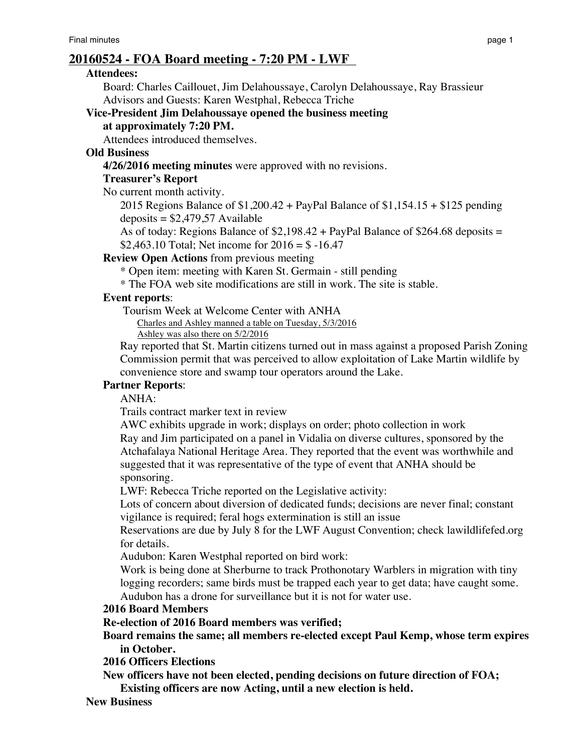# 20160524 - FOA Board meeting - 7:20 PM - LWF

**Attendees:**

Board: Charles Caillouet, Jim Delahoussaye, Carolyn Delahoussaye, Ray Brassieur

Advisors and Guests: Karen Westphal, Rebecca Triche

**Vice-President Jim Delahoussaye opened the business meeting at approximately 7:20 PM.**

Attendees introduced themselves.

**Old Business**

**4/26/2016 meeting minutes** were approved with no revisions.

**Treasurer's Report**

No current month activity.

2015 Regions Balance of $1,200.42 + PayPal Balance of $1,154.15 + $125 pending deposits = $2,479,57 Available

As of today: Regions Balance of $2,198.42 + PayPal Balance of $264.68 deposits = $2,463.10 Total; Net income for 2016 = $ -16.47

**Review Open Actions** from previous meeting

* Open item: meeting with Karen St. Germain - still pending
* The FOA web site modifications are still in work. The site is stable.

**Event reports**:

Tourism Week at Welcome Center with ANHA

Charles and Ashley manned a table on Tuesday, 5/3/2016

Ashley was also there on 5/2/2016

Ray reported that St. Martin citizens turned out in mass against a proposed Parish Zoning Commission permit that was perceived to allow exploitation of Lake Martin wildlife by convenience store and swamp tour operators around the Lake.

**Partner Reports**:

ANHA:

Trails contract marker text in review

AWC exhibits upgrade in work; displays on order; photo collection in work

Ray and Jim participated on a panel in Vidalia on diverse cultures, sponsored by the Atchafalaya National Heritage Area. They reported that the event was worthwhile and suggested that it was representative of the type of event that ANHA should be sponsoring.

LWF: Rebecca Triche reported on the Legislative activity:

Lots of concern about diversion of dedicated funds; decisions are never final; constant vigilance is required; feral hogs extermination is still an issue

Reservations are due by July 8 for the LWF August Convention; check lawildlifefed.org for details.

Audubon: Karen Westphal reported on bird work:

Work is being done at Sherburne to track Prothonotary Warblers in migration with tiny logging recorders; same birds must be trapped each year to get data; have caught some. Audubon has a drone for surveillance but it is not for water use.

**2016 Board Members**

**Re-election of 2016 Board members was verified;**

**Board remains the same; all members re-elected except Paul Kemp, whose term expires in October.**

**2016 Officers Elections**

**New officers have not been elected, pending decisions on future direction of FOA; Existing officers are now Acting, until a new election is held.**

**New Business**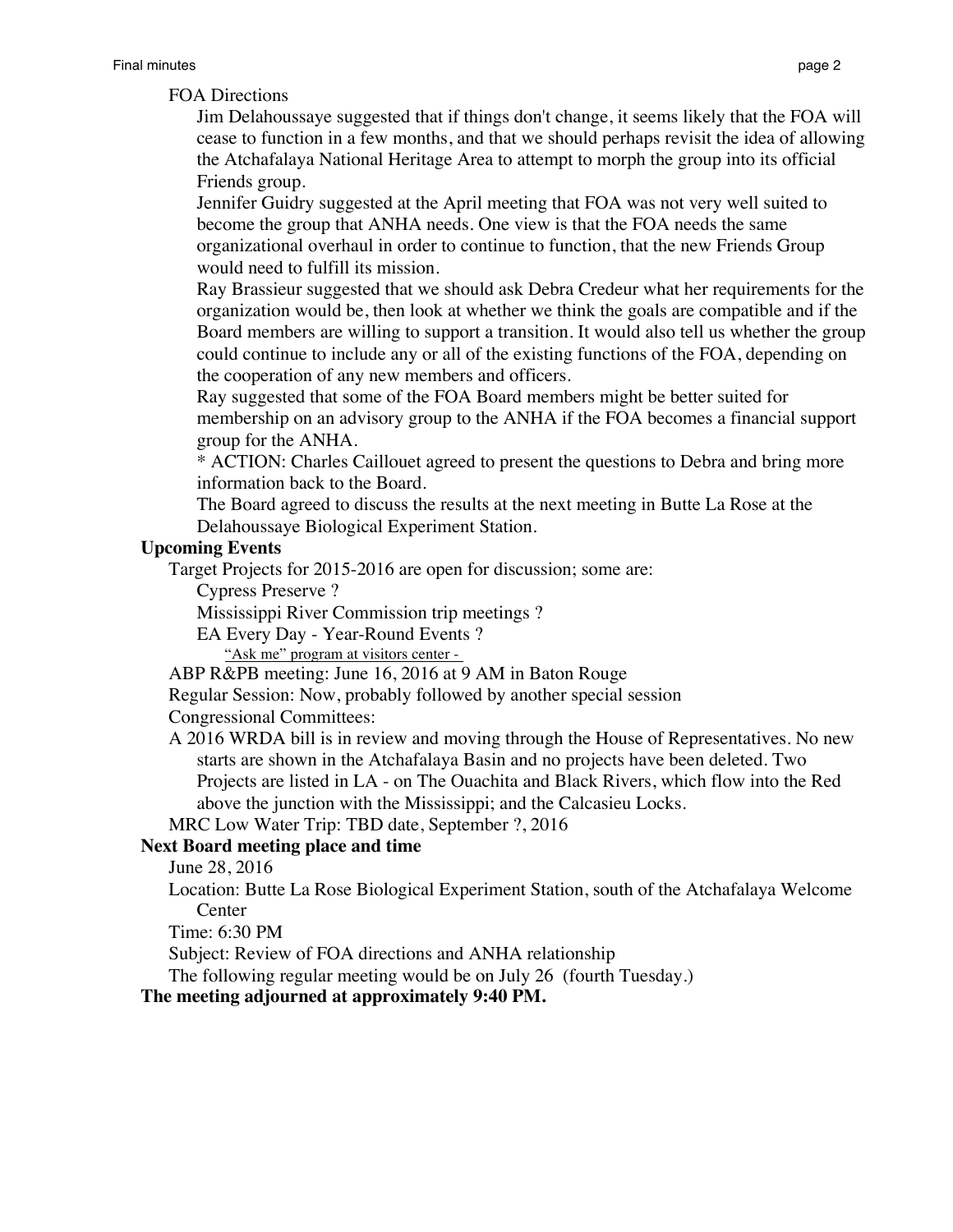FOA Directions

Jim Delahoussaye suggested that if things don't change, it seems likely that the FOA will cease to function in a few months, and that we should perhaps revisit the idea of allowing the Atchafalaya National Heritage Area to attempt to morph the group into its official Friends group.

Jennifer Guidry suggested at the April meeting that FOA was not very well suited to become the group that ANHA needs. One view is that the FOA needs the same organizational overhaul in order to continue to function, that the new Friends Group would need to fulfill its mission.

Ray Brassieur suggested that we should ask Debra Credeur what her requirements for the organization would be, then look at whether we think the goals are compatible and if the Board members are willing to support a transition. It would also tell us whether the group could continue to include any or all of the existing functions of the FOA, depending on the cooperation of any new members and officers.

Ray suggested that some of the FOA Board members might be better suited for membership on an advisory group to the ANHA if the FOA becomes a financial support group for the ANHA.

* ACTION: Charles Caillouet agreed to present the questions to Debra and bring more information back to the Board.

The Board agreed to discuss the results at the next meeting in Butte La Rose at the Delahoussaye Biological Experiment Station.

**Upcoming Events**

Target Projects for 2015-2016 are open for discussion; some are:

- Cypress Preserve ?
- Mississippi River Commission trip meetings ?
- EA Every Day - Year-Round Events ?
  - <u>"Ask me" program at visitors center -</u>

ABP R&PB meeting: June 16, 2016 at 9 AM in Baton Rouge

Regular Session: Now, probably followed by another special session

Congressional Committees:

A 2016 WRDA bill is in review and moving through the House of Representatives. No new starts are shown in the Atchafalaya Basin and no projects have been deleted. Two Projects are listed in LA - on The Ouachita and Black Rivers, which flow into the Red above the junction with the Mississippi; and the Calcasieu Locks.

MRC Low Water Trip: TBD date, September ?, 2016

**Next Board meeting place and time**

June 28, 2016

Location: Butte La Rose Biological Experiment Station, south of the Atchafalaya Welcome Center

Time: 6:30 PM

Subject: Review of FOA directions and ANHA relationship

The following regular meeting would be on July 26 (fourth Tuesday.)

**The meeting adjourned at approximately 9:40 PM.**